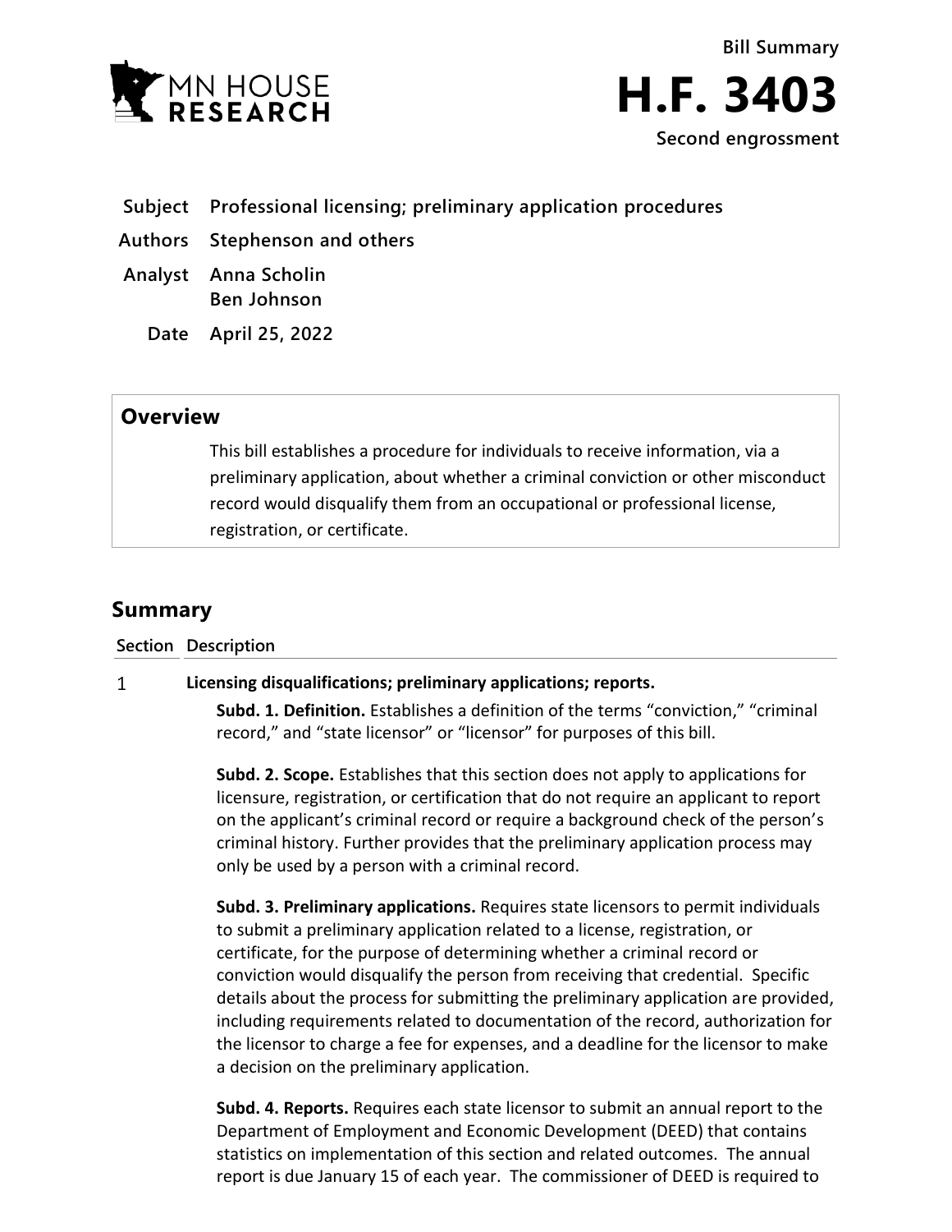Bill Summary

# H.F. 3403

Second engrossment

| | |
|---|---|
| **Subject** | **Professional licensing; preliminary application procedures** |
| **Authors** | **Stephenson and others** |
| **Analyst** | **Anna Scholin**<br>**Ben Johnson** |
| **Date** | **April 25, 2022** |

## Overview

This bill establishes a procedure for individuals to receive information, via a preliminary application, about whether a criminal conviction or other misconduct record would disqualify them from an occupational or professional license, registration, or certificate.

## Summary

| Section | Description |
|---|---|
| 1 | **Licensing disqualifications; preliminary applications; reports.**<br><br>**Subd. 1. Definition.** Establishes a definition of the terms "conviction," "criminal record," and "state licensor" or "licensor" for purposes of this bill.<br><br>**Subd. 2. Scope.** Establishes that this section does not apply to applications for licensure, registration, or certification that do not require an applicant to report on the applicant's criminal record or require a background check of the person's criminal history. Further provides that the preliminary application process may only be used by a person with a criminal record.<br><br>**Subd. 3. Preliminary applications.** Requires state licensors to permit individuals to submit a preliminary application related to a license, registration, or certificate, for the purpose of determining whether a criminal record or conviction would disqualify the person from receiving that credential. Specific details about the process for submitting the preliminary application are provided, including requirements related to documentation of the record, authorization for the licensor to charge a fee for expenses, and a deadline for the licensor to make a decision on the preliminary application.<br><br>**Subd. 4. Reports.** Requires each state licensor to submit an annual report to the Department of Employment and Economic Development (DEED) that contains statistics on implementation of this section and related outcomes. The annual report is due January 15 of each year. The commissioner of DEED is required to |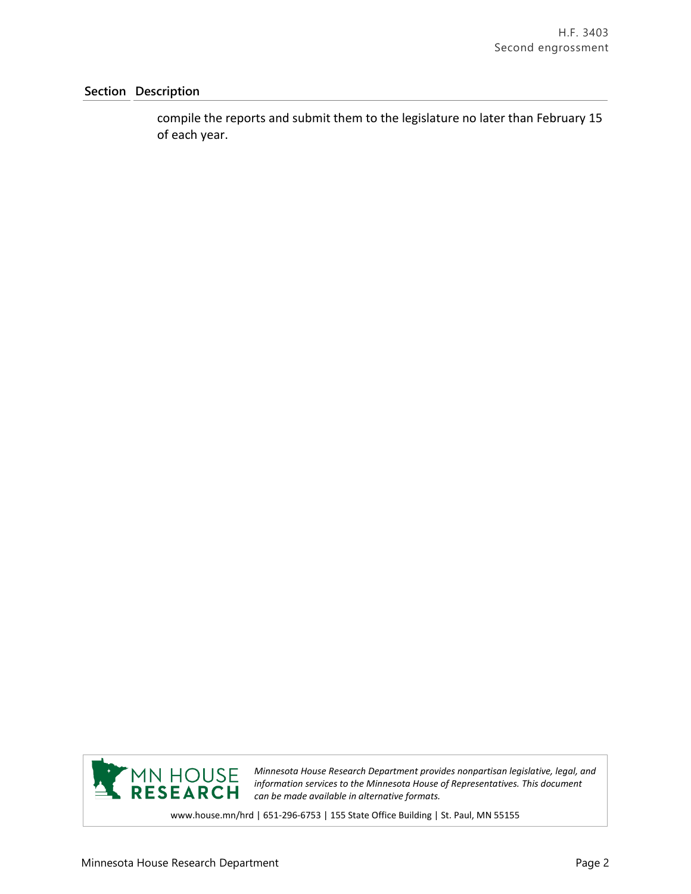| Section | Description |
| --- | --- |
| | compile the reports and submit them to the legislature no later than February 15 of each year. |

*Minnesota House Research Department provides nonpartisan legislative, legal, and information services to the Minnesota House of Representatives. This document can be made available in alternative formats.*

www.house.mn/hrd | 651-296-6753 | 155 State Office Building | St. Paul, MN 55155